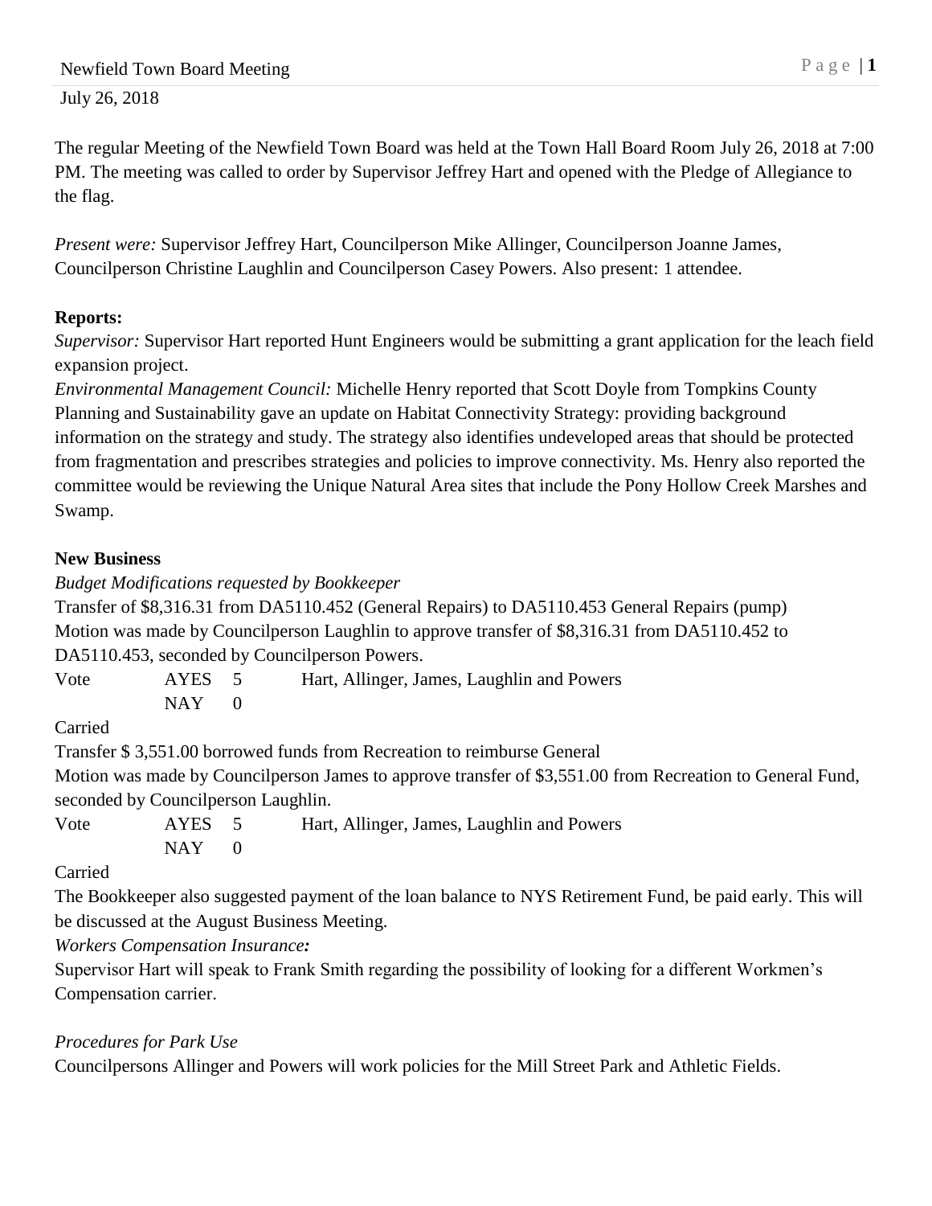July 26, 2018

The regular Meeting of the Newfield Town Board was held at the Town Hall Board Room July 26, 2018 at 7:00 PM. The meeting was called to order by Supervisor Jeffrey Hart and opened with the Pledge of Allegiance to the flag.

*Present were:* Supervisor Jeffrey Hart, Councilperson Mike Allinger, Councilperson Joanne James, Councilperson Christine Laughlin and Councilperson Casey Powers. Also present: 1 attendee.

**Reports:**

*Supervisor:* Supervisor Hart reported Hunt Engineers would be submitting a grant application for the leach field expansion project.

*Environmental Management Council:* Michelle Henry reported that Scott Doyle from Tompkins County Planning and Sustainability gave an update on Habitat Connectivity Strategy: providing background information on the strategy and study. The strategy also identifies undeveloped areas that should be protected from fragmentation and prescribes strategies and policies to improve connectivity. Ms. Henry also reported the committee would be reviewing the Unique Natural Area sites that include the Pony Hollow Creek Marshes and Swamp.

**New Business**

*Budget Modifications requested by Bookkeeper*

Transfer of $8,316.31 from DA5110.452 (General Repairs) to DA5110.453 General Repairs (pump)

Motion was made by Councilperson Laughlin to approve transfer of $8,316.31 from DA5110.452 to DA5110.453, seconded by Councilperson Powers.

| | | | |
|---|---|---|---|
| Vote | AYES | 5 | Hart, Allinger, James, Laughlin and Powers |
| | NAY | 0 | |

Carried

Transfer $ 3,551.00 borrowed funds from Recreation to reimburse General

Motion was made by Councilperson James to approve transfer of $3,551.00 from Recreation to General Fund, seconded by Councilperson Laughlin.

| | | | |
|---|---|---|---|
| Vote | AYES | 5 | Hart, Allinger, James, Laughlin and Powers |
| | NAY | 0 | |

Carried

The Bookkeeper also suggested payment of the loan balance to NYS Retirement Fund, be paid early. This will be discussed at the August Business Meeting.

*Workers Compensation Insurance:*

Supervisor Hart will speak to Frank Smith regarding the possibility of looking for a different Workmen's Compensation carrier.

*Procedures for Park Use*

Councilpersons Allinger and Powers will work policies for the Mill Street Park and Athletic Fields.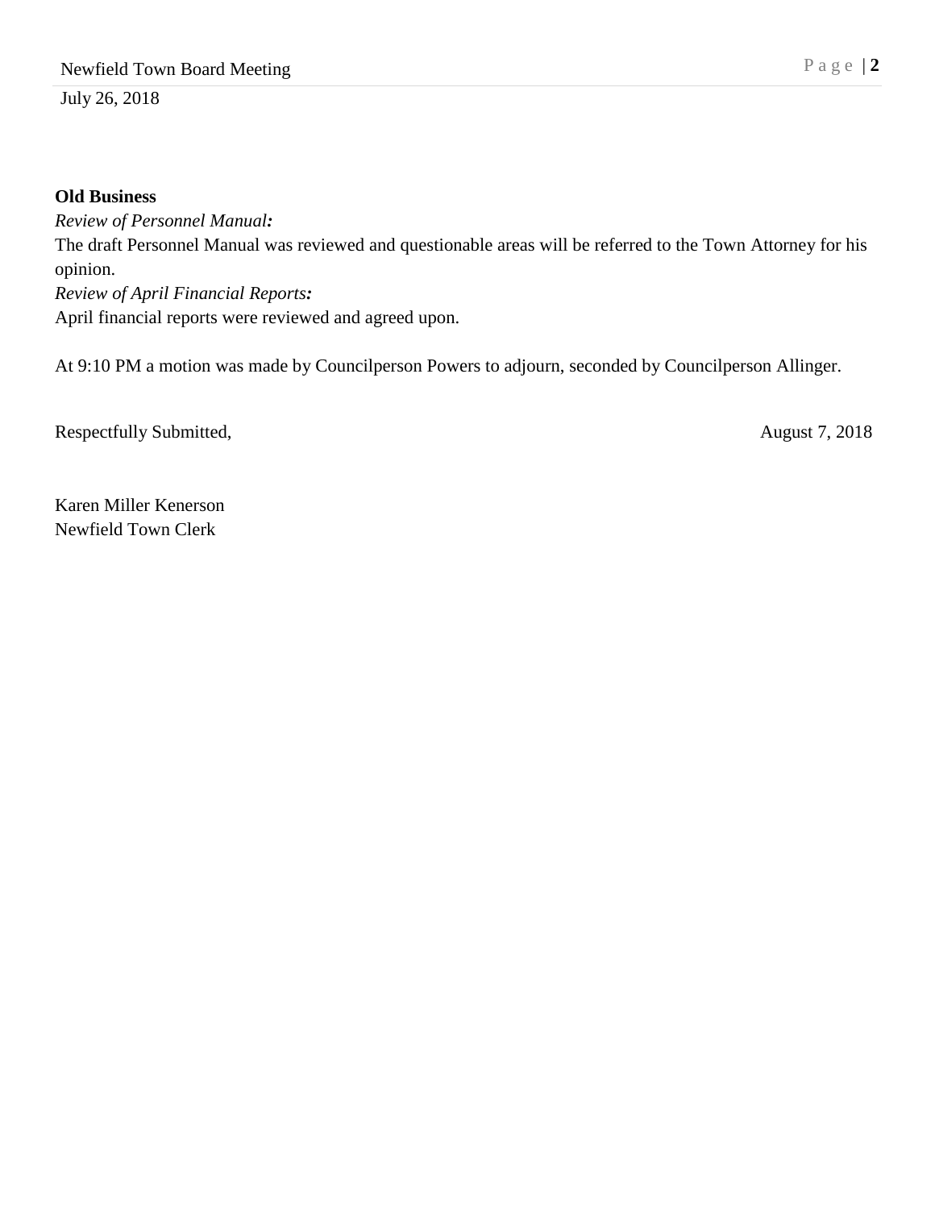**Old Business**

*Review of Personnel Manual:*

The draft Personnel Manual was reviewed and questionable areas will be referred to the Town Attorney for his opinion.

*Review of April Financial Reports:*

April financial reports were reviewed and agreed upon.

At 9:10 PM a motion was made by Councilperson Powers to adjourn, seconded by Councilperson Allinger.

Respectfully Submitted, August 7, 2018

Karen Miller Kenerson
Newfield Town Clerk